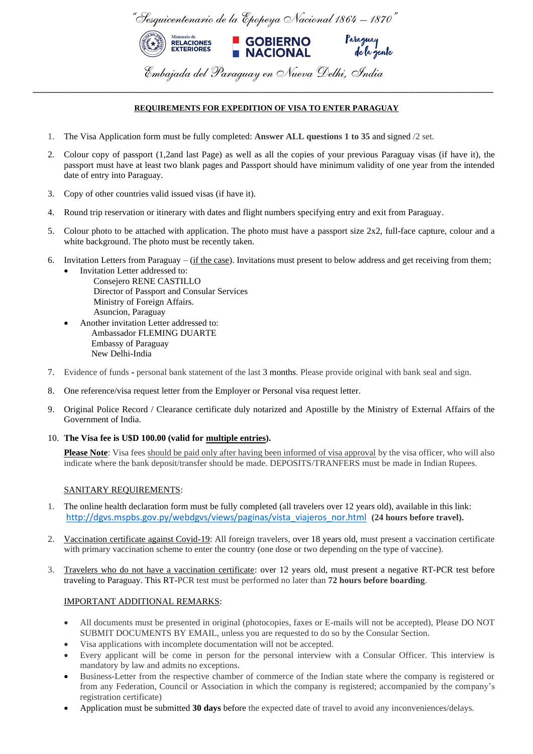*"Sesquicentenario de la Epopeya Nacional 1864 – 1870"*

Ministerio de RELACIONES EXTERIORES | GOBIERNO NACIONAL | Paraguay de la gente

*Embajada del Paraguay en Nueva Delhi, India*

---

## REQUIREMENTS FOR EXPEDITION OF VISA TO ENTER PARAGUAY

1. The Visa Application form must be fully completed: **Answer ALL questions 1 to 35** and signed /2 set.
2. Colour copy of passport (1,2and last Page) as well as all the copies of your previous Paraguay visas (if have it), the passport must have at least two blank pages and Passport should have minimum validity of one year from the intended date of entry into Paraguay.
3. Copy of other countries valid issued visas (if have it).
4. Round trip reservation or itinerary with dates and flight numbers specifying entry and exit from Paraguay.
5. Colour photo to be attached with application. The photo must have a passport size 2x2, full-face capture, colour and a white background. The photo must be recently taken.
6. Invitation Letters from Paraguay – (if the case). Invitations must present to below address and get receiving from them;
   - Invitation Letter addressed to:
     Consejero RENE CASTILLO
     Director of Passport and Consular Services
     Ministry of Foreign Affairs.
     Asuncion, Paraguay
   - Another invitation Letter addressed to:
     Ambassador FLEMING DUARTE
     Embassy of Paraguay
     New Delhi-India
7. Evidence of funds - personal bank statement of the last 3 months. Please provide original with bank seal and sign.
8. One reference/visa request letter from the Employer or Personal visa request letter.
9. Original Police Record / Clearance certificate duly notarized and Apostille by the Ministry of External Affairs of the Government of India.
10. **The Visa fee is U$D 100.00 (valid for multiple entries).**

    **Please Note**: Visa fees should be paid only after having been informed of visa approval by the visa officer, who will also indicate where the bank deposit/transfer should be made. DEPOSITS/TRANFERS must be made in Indian Rupees.

### SANITARY REQUIREMENTS:

1. The online health declaration form must be fully completed (all travelers over 12 years old), available in this link: http://dgvs.mspbs.gov.py/webdgvs/views/paginas/vista_viajeros_nor.html **(24 hours before travel).**
2. Vaccination certificate against Covid-19: All foreign travelers, over 18 years old, must present a vaccination certificate with primary vaccination scheme to enter the country (one dose or two depending on the type of vaccine).
3. Travelers who do not have a vaccination certificate: over 12 years old, must present a negative RT-PCR test before traveling to Paraguay. This RT-PCR test must be performed no later than **72 hours before boarding**.

### IMPORTANT ADDITIONAL REMARKS:

- All documents must be presented in original (photocopies, faxes or E-mails will not be accepted), Please DO NOT SUBMIT DOCUMENTS BY EMAIL, unless you are requested to do so by the Consular Section.
- Visa applications with incomplete documentation will not be accepted.
- Every applicant will be come in person for the personal interview with a Consular Officer. This interview is mandatory by law and admits no exceptions.
- Business-Letter from the respective chamber of commerce of the Indian state where the company is registered or from any Federation, Council or Association in which the company is registered; accompanied by the company's registration certificate)
- Application must be submitted **30 days** before the expected date of travel to avoid any inconveniences/delays.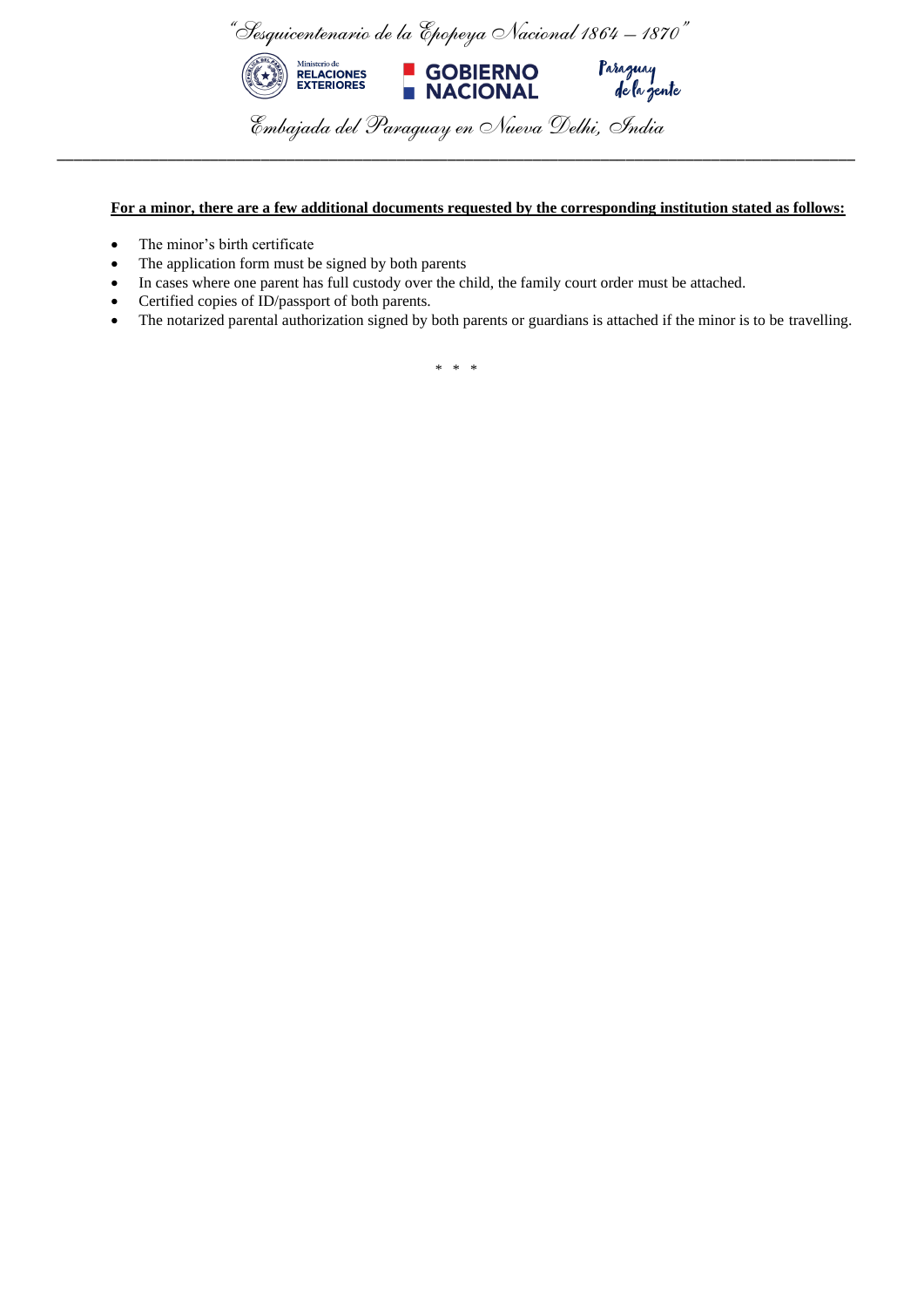**For a minor, there are a few additional documents requested by the corresponding institution stated as follows:**

- The minor's birth certificate
- The application form must be signed by both parents
- In cases where one parent has full custody over the child, the family court order must be attached.
- Certified copies of ID/passport of both parents.
- The notarized parental authorization signed by both parents or guardians is attached if the minor is to be travelling.

\* \* \*